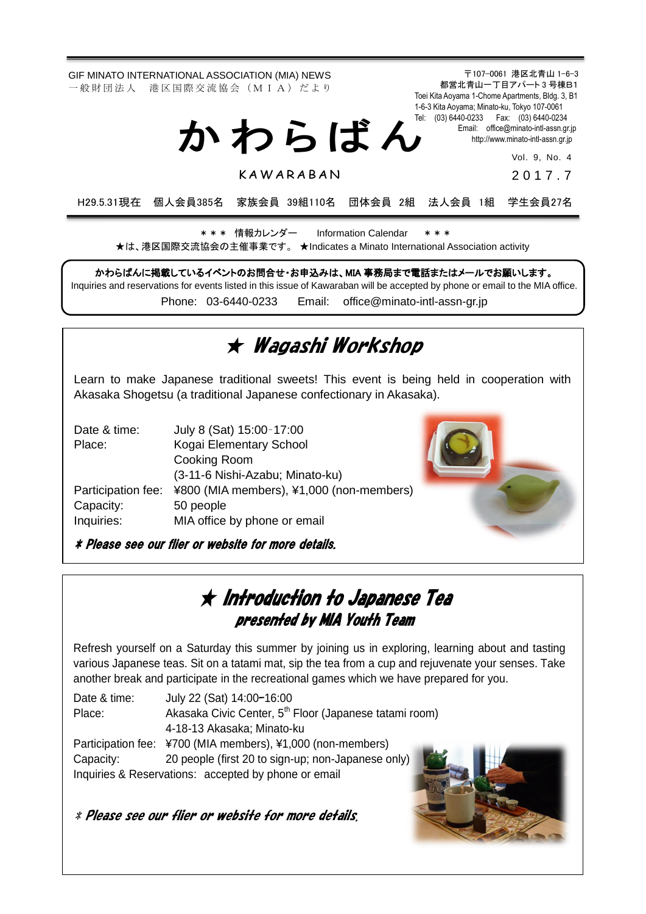GIF MINATO INTERNATIONAL ASSOCIATION (MIA) NEWS
一般財団法人　港区国際交流協会（ＭＩＡ）だより

〒107-0061 港区北青山 1-6-3
都営北青山一丁目アパート３号棟B1
Toei Kita Aoyama 1-Chome Apartments, Bldg. 3, B1
1-6-3 Kita Aoyama; Minato-ku, Tokyo 107-0061
Tel: (03) 6440-0233　Fax: (03) 6440-0234
Email: office@minato-intl-assn.gr.jp
http://www.minato-intl-assn.gr.jp

# かわらばん

KAWARABAN

Vol. 9, No. 4
2017.7

H29.5.31現在　個人会員385名　家族会員 39組110名　団体会員 2組　法人会員 1組　学生会員27名

＊＊＊ 情報カレンダー　Information Calendar　＊＊＊
★は、港区国際交流協会の主催事業です。 ★Indicates a Minato International Association activity

**かわらばんに掲載しているイベントのお問合せ・お申込みは、MIA 事務局まで電話またはメールでお願いします。**
Inquiries and reservations for events listed in this issue of Kawaraban will be accepted by phone or email to the MIA office.
Phone: 03-6440-0233　Email: office@minato-intl-assn-gr.jp

## ★ Wagashi Workshop

Learn to make Japanese traditional sweets! This event is being held in cooperation with Akasaka Shogetsu (a traditional Japanese confectionary in Akasaka).

Date & time: July 8 (Sat) 15:00-17:00
Place: Kogai Elementary School Cooking Room (3-11-6 Nishi-Azabu; Minato-ku)
Participation fee: ¥800 (MIA members), ¥1,000 (non-members)
Capacity: 50 people
Inquiries: MIA office by phone or email

***\* Please see our flier or website for more details.***

## ★ Introduction to Japanese Tea
### presented by MIA Youth Team

Refresh yourself on a Saturday this summer by joining us in exploring, learning about and tasting various Japanese teas. Sit on a tatami mat, sip the tea from a cup and rejuvenate your senses. Take another break and participate in the recreational games which we have prepared for you.

Date & time: July 22 (Sat) 14:00–16:00
Place: Akasaka Civic Center, 5th Floor (Japanese tatami room) 4-18-13 Akasaka; Minato-ku
Participation fee: ¥700 (MIA members), ¥1,000 (non-members)
Capacity: 20 people (first 20 to sign-up; non-Japanese only)
Inquiries & Reservations: accepted by phone or email

***\* Please see our flier or website for more details.***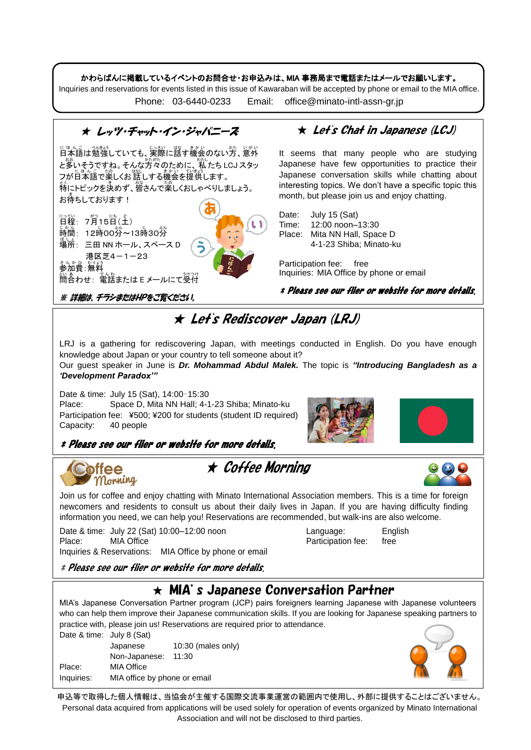**かわらばんに掲載しているイベントのお問合せ・お申込みは、MIA 事務局まで電話またはメールでお願いします。**

Inquiries and reservations for events listed in this issue of Kawaraban will be accepted by phone or email to the MIA office.

Phone: 03-6440-0233　　Email: office@minato-intl-assn-gr.jp

## ★ レッツ・チャット・イン・ジャパニーズ

日本語は勉強していても、実際に話す機会のない方、意外と多いそうですね。そんな方々のために、私たち LCJ スタッフが日本語で楽しくお話しする機会を提供します。
特にトピックを決めず、皆さんで楽しくおしゃべりしましょう。
お待ちしております！

日程: 7月15日(土)
時間: 12時00分～13時30分
場所: 三田 NN ホール、スペース D
　　　港区芝4－1－23
参加費: 無料
問合わせ: 電話または E メールにて受付

*※ 詳細は、チラシまたはHPをご覧ください。*

## ★ Let's Chat in Japanese (LCJ)

It seems that many people who are studying Japanese have few opportunities to practice their Japanese conversation skills while chatting about interesting topics. We don't have a specific topic this month, but please join us and enjoy chatting.

Date: July 15 (Sat)
Time: 12:00 noon–13:30
Place: Mita NN Hall, Space D
　　　4-1-23 Shiba; Minato-ku

Participation fee: free
Inquiries: MIA Office by phone or email

***Please see our flier or website for more details.***

## ★ Let's Rediscover Japan (LRJ)

LRJ is a gathering for rediscovering Japan, with meetings conducted in English. Do you have enough knowledge about Japan or your country to tell someone about it?
Our guest speaker in June is ***Dr. Mohammad Abdul Malek.*** The topic is ***"Introducing Bangladesh as a 'Development Paradox'"***

Date & time: July 15 (Sat), 14:00-15:30
Place: Space D, Mita NN Hall; 4-1-23 Shiba; Minato-ku
Participation fee: ¥500; ¥200 for students (student ID required)
Capacity: 40 people

***Please see our flier or website for more details.***

## ★ Coffee Morning

Join us for coffee and enjoy chatting with Minato International Association members. This is a time for foreign newcomers and residents to consult us about their daily lives in Japan. If you are having difficulty finding information you need, we can help you! Reservations are recommended, but walk-ins are also welcome.

Date & time: July 22 (Sat) 10:00–12:00 noon
Place: MIA Office
Inquiries & Reservations: MIA Office by phone or email
Language: English
Participation fee: free

****Please see our flier or website for more details.***

## ★ MIA's Japanese Conversation Partner

MIA's Japanese Conversation Partner program (JCP) pairs foreigners learning Japanese with Japanese volunteers who can help them improve their Japanese communication skills. If you are looking for Japanese speaking partners to practice with, please join us! Reservations are required prior to attendance.

Date & time: July 8 (Sat)
　Japanese: 10:30 (males only)
　Non-Japanese: 11:30
Place: MIA Office
Inquiries: MIA office by phone or email

申込等で取得した個人情報は、当協会が主催する国際交流事業運営の範囲内で使用し、外部に提供することはございません。
Personal data acquired from applications will be used solely for operation of events organized by Minato International Association and will not be disclosed to third parties.